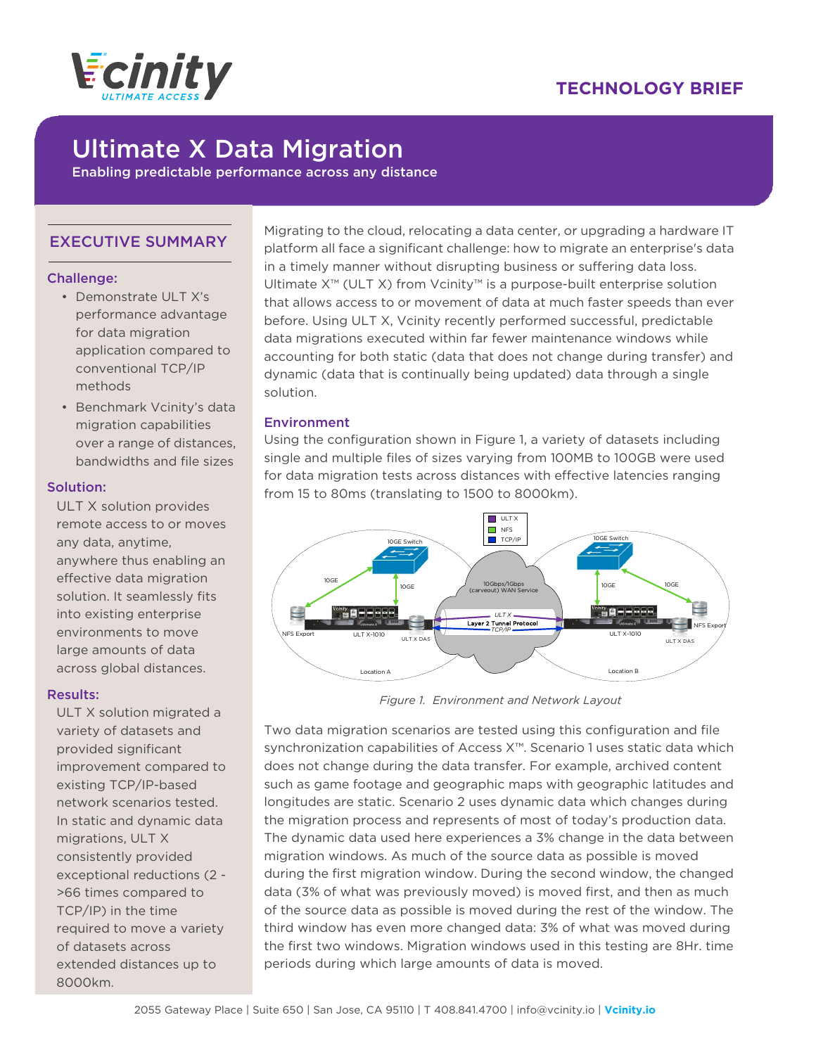**TECHNOLOGY BRIEF**

# Ultimate X Data Migration

Enabling predictable performance across any distance

## EXECUTIVE SUMMARY

### Challenge:

- Demonstrate ULT X's performance advantage for data migration application compared to conventional TCP/IP methods
- Benchmark Vcinity's data migration capabilities over a range of distances, bandwidths and file sizes

### Solution:

ULT X solution provides remote access to or moves any data, anytime, anywhere thus enabling an effective data migration solution. It seamlessly fits into existing enterprise environments to move large amounts of data across global distances.

### Results:

ULT X solution migrated a variety of datasets and provided significant improvement compared to existing TCP/IP-based network scenarios tested. In static and dynamic data migrations, ULT X consistently provided exceptional reductions (2 - >66 times compared to TCP/IP) in the time required to move a variety of datasets across extended distances up to 8000km.

Migrating to the cloud, relocating a data center, or upgrading a hardware IT platform all face a significant challenge: how to migrate an enterprise's data in a timely manner without disrupting business or suffering data loss. Ultimate X™ (ULT X) from Vcinity™ is a purpose-built enterprise solution that allows access to or movement of data at much faster speeds than ever before. Using ULT X, Vcinity recently performed successful, predictable data migrations executed within far fewer maintenance windows while accounting for both static (data that does not change during transfer) and dynamic (data that is continually being updated) data through a single solution.

### Environment

Using the configuration shown in Figure 1, a variety of datasets including single and multiple files of sizes varying from 100MB to 100GB were used for data migration tests across distances with effective latencies ranging from 15 to 80ms (translating to 1500 to 8000km).

*Figure 1. Environment and Network Layout*

Two data migration scenarios are tested using this configuration and file synchronization capabilities of Access X™. Scenario 1 uses static data which does not change during the data transfer. For example, archived content such as game footage and geographic maps with geographic latitudes and longitudes are static. Scenario 2 uses dynamic data which changes during the migration process and represents of most of today's production data. The dynamic data used here experiences a 3% change in the data between migration windows. As much of the source data as possible is moved during the first migration window. During the second window, the changed data (3% of what was previously moved) is moved first, and then as much of the source data as possible is moved during the rest of the window. The third window has even more changed data: 3% of what was moved during the first two windows. Migration windows used in this testing are 8Hr. time periods during which large amounts of data is moved.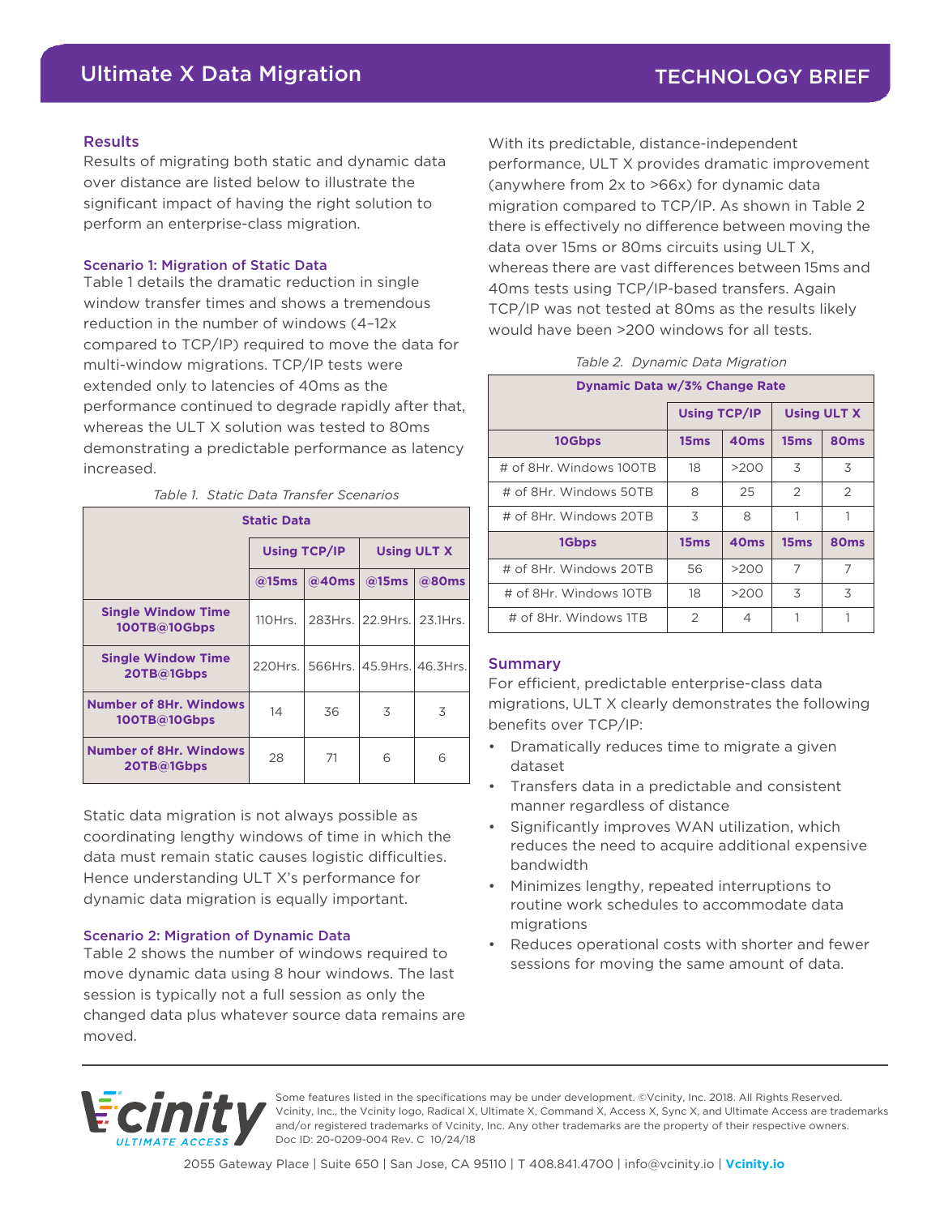## Results

Results of migrating both static and dynamic data over distance are listed below to illustrate the significant impact of having the right solution to perform an enterprise-class migration.

### Scenario 1: Migration of Static Data

Table 1 details the dramatic reduction in single window transfer times and shows a tremendous reduction in the number of windows (4–12x compared to TCP/IP) required to move the data for multi-window migrations. TCP/IP tests were extended only to latencies of 40ms as the performance continued to degrade rapidly after that, whereas the ULT X solution was tested to 80ms demonstrating a predictable performance as latency increased.

*Table 1. Static Data Transfer Scenarios*

| Static Data | Using TCP/IP | | Using ULT X | |
|---|---|---|---|---|
| | @15ms | @40ms | @15ms | @80ms |
| **Single Window Time 100TB@10Gbps** | 110Hrs. | 283Hrs. | 22.9Hrs. | 23.1Hrs. |
| **Single Window Time 20TB@1Gbps** | 220Hrs. | 566Hrs. | 45.9Hrs. | 46.3Hrs. |
| **Number of 8Hr. Windows 100TB@10Gbps** | 14 | 36 | 3 | 3 |
| **Number of 8Hr. Windows 20TB@1Gbps** | 28 | 71 | 6 | 6 |

Static data migration is not always possible as coordinating lengthy windows of time in which the data must remain static causes logistic difficulties. Hence understanding ULT X's performance for dynamic data migration is equally important.

### Scenario 2: Migration of Dynamic Data

Table 2 shows the number of windows required to move dynamic data using 8 hour windows. The last session is typically not a full session as only the changed data plus whatever source data remains are moved.

With its predictable, distance-independent performance, ULT X provides dramatic improvement (anywhere from 2x to >66x) for dynamic data migration compared to TCP/IP. As shown in Table 2 there is effectively no difference between moving the data over 15ms or 80ms circuits using ULT X, whereas there are vast differences between 15ms and 40ms tests using TCP/IP-based transfers. Again TCP/IP was not tested at 80ms as the results likely would have been >200 windows for all tests.

*Table 2. Dynamic Data Migration*

| Dynamic Data w/3% Change Rate | Using TCP/IP | | Using ULT X | |
|---|---|---|---|---|
| **10Gbps** | **15ms** | **40ms** | **15ms** | **80ms** |
| # of 8Hr. Windows 100TB | 18 | >200 | 3 | 3 |
| # of 8Hr. Windows 50TB | 8 | 25 | 2 | 2 |
| # of 8Hr. Windows 20TB | 3 | 8 | 1 | 1 |
| **1Gbps** | **15ms** | **40ms** | **15ms** | **80ms** |
| # of 8Hr. Windows 20TB | 56 | >200 | 7 | 7 |
| # of 8Hr. Windows 10TB | 18 | >200 | 3 | 3 |
| # of 8Hr. Windows 1TB | 2 | 4 | 1 | 1 |

## Summary

For efficient, predictable enterprise-class data migrations, ULT X clearly demonstrates the following benefits over TCP/IP:

- Dramatically reduces time to migrate a given dataset
- Transfers data in a predictable and consistent manner regardless of distance
- Significantly improves WAN utilization, which reduces the need to acquire additional expensive bandwidth
- Minimizes lengthy, repeated interruptions to routine work schedules to accommodate data migrations
- Reduces operational costs with shorter and fewer sessions for moving the same amount of data.

Some features listed in the specifications may be under development. ©Vcinity, Inc. 2018. All Rights Reserved. Vcinity, Inc., the Vcinity logo, Radical X, Ultimate X, Command X, Access X, Sync X, and Ultimate Access are trademarks and/or registered trademarks of Vcinity, Inc. Any other trademarks are the property of their respective owners. Doc ID: 20-0209-004 Rev. C 10/24/18

2055 Gateway Place | Suite 650 | San Jose, CA 95110 | T 408.841.4700 | info@vcinity.io | **Vcinity.io**